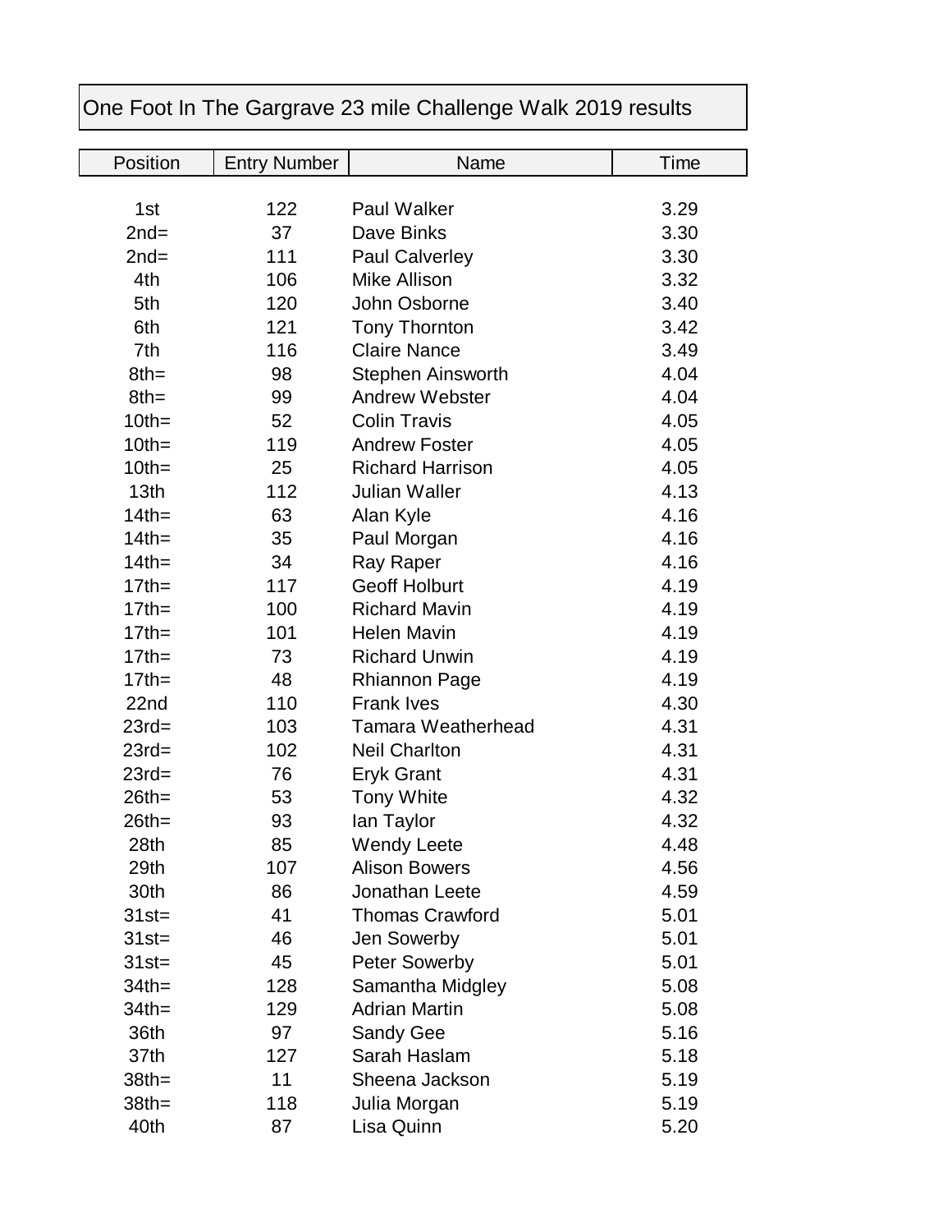# One Foot In The Gargrave 23 mile Challenge Walk 2019 results

| Position | Entry Number | Name | Time |
|---|---|---|---|
| 1st | 122 | Paul Walker | 3.29 |
| 2nd= | 37 | Dave Binks | 3.30 |
| 2nd= | 111 | Paul Calverley | 3.30 |
| 4th | 106 | Mike Allison | 3.32 |
| 5th | 120 | John Osborne | 3.40 |
| 6th | 121 | Tony Thornton | 3.42 |
| 7th | 116 | Claire Nance | 3.49 |
| 8th= | 98 | Stephen Ainsworth | 4.04 |
| 8th= | 99 | Andrew Webster | 4.04 |
| 10th= | 52 | Colin Travis | 4.05 |
| 10th= | 119 | Andrew Foster | 4.05 |
| 10th= | 25 | Richard Harrison | 4.05 |
| 13th | 112 | Julian Waller | 4.13 |
| 14th= | 63 | Alan Kyle | 4.16 |
| 14th= | 35 | Paul Morgan | 4.16 |
| 14th= | 34 | Ray Raper | 4.16 |
| 17th= | 117 | Geoff Holburt | 4.19 |
| 17th= | 100 | Richard Mavin | 4.19 |
| 17th= | 101 | Helen Mavin | 4.19 |
| 17th= | 73 | Richard Unwin | 4.19 |
| 17th= | 48 | Rhiannon Page | 4.19 |
| 22nd | 110 | Frank Ives | 4.30 |
| 23rd= | 103 | Tamara Weatherhead | 4.31 |
| 23rd= | 102 | Neil Charlton | 4.31 |
| 23rd= | 76 | Eryk Grant | 4.31 |
| 26th= | 53 | Tony White | 4.32 |
| 26th= | 93 | Ian Taylor | 4.32 |
| 28th | 85 | Wendy Leete | 4.48 |
| 29th | 107 | Alison Bowers | 4.56 |
| 30th | 86 | Jonathan Leete | 4.59 |
| 31st= | 41 | Thomas Crawford | 5.01 |
| 31st= | 46 | Jen Sowerby | 5.01 |
| 31st= | 45 | Peter Sowerby | 5.01 |
| 34th= | 128 | Samantha Midgley | 5.08 |
| 34th= | 129 | Adrian Martin | 5.08 |
| 36th | 97 | Sandy Gee | 5.16 |
| 37th | 127 | Sarah Haslam | 5.18 |
| 38th= | 11 | Sheena Jackson | 5.19 |
| 38th= | 118 | Julia Morgan | 5.19 |
| 40th | 87 | Lisa Quinn | 5.20 |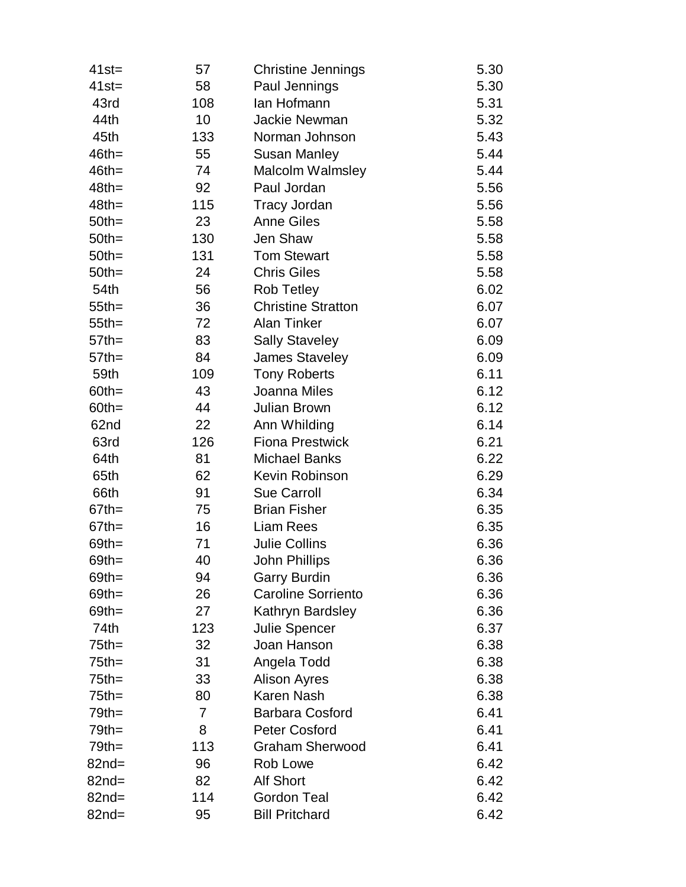| | | | |
|---|---|---|---|
| 41st= | 57 | Christine Jennings | 5.30 |
| 41st= | 58 | Paul Jennings | 5.30 |
| 43rd | 108 | Ian Hofmann | 5.31 |
| 44th | 10 | Jackie Newman | 5.32 |
| 45th | 133 | Norman Johnson | 5.43 |
| 46th= | 55 | Susan Manley | 5.44 |
| 46th= | 74 | Malcolm Walmsley | 5.44 |
| 48th= | 92 | Paul Jordan | 5.56 |
| 48th= | 115 | Tracy Jordan | 5.56 |
| 50th= | 23 | Anne Giles | 5.58 |
| 50th= | 130 | Jen Shaw | 5.58 |
| 50th= | 131 | Tom Stewart | 5.58 |
| 50th= | 24 | Chris Giles | 5.58 |
| 54th | 56 | Rob Tetley | 6.02 |
| 55th= | 36 | Christine Stratton | 6.07 |
| 55th= | 72 | Alan Tinker | 6.07 |
| 57th= | 83 | Sally Staveley | 6.09 |
| 57th= | 84 | James Staveley | 6.09 |
| 59th | 109 | Tony Roberts | 6.11 |
| 60th= | 43 | Joanna Miles | 6.12 |
| 60th= | 44 | Julian Brown | 6.12 |
| 62nd | 22 | Ann Whilding | 6.14 |
| 63rd | 126 | Fiona Prestwick | 6.21 |
| 64th | 81 | Michael Banks | 6.22 |
| 65th | 62 | Kevin Robinson | 6.29 |
| 66th | 91 | Sue Carroll | 6.34 |
| 67th= | 75 | Brian Fisher | 6.35 |
| 67th= | 16 | Liam Rees | 6.35 |
| 69th= | 71 | Julie Collins | 6.36 |
| 69th= | 40 | John Phillips | 6.36 |
| 69th= | 94 | Garry Burdin | 6.36 |
| 69th= | 26 | Caroline Sorriento | 6.36 |
| 69th= | 27 | Kathryn Bardsley | 6.36 |
| 74th | 123 | Julie Spencer | 6.37 |
| 75th= | 32 | Joan Hanson | 6.38 |
| 75th= | 31 | Angela Todd | 6.38 |
| 75th= | 33 | Alison Ayres | 6.38 |
| 75th= | 80 | Karen Nash | 6.38 |
| 79th= | 7 | Barbara Cosford | 6.41 |
| 79th= | 8 | Peter Cosford | 6.41 |
| 79th= | 113 | Graham Sherwood | 6.41 |
| 82nd= | 96 | Rob Lowe | 6.42 |
| 82nd= | 82 | Alf Short | 6.42 |
| 82nd= | 114 | Gordon Teal | 6.42 |
| 82nd= | 95 | Bill Pritchard | 6.42 |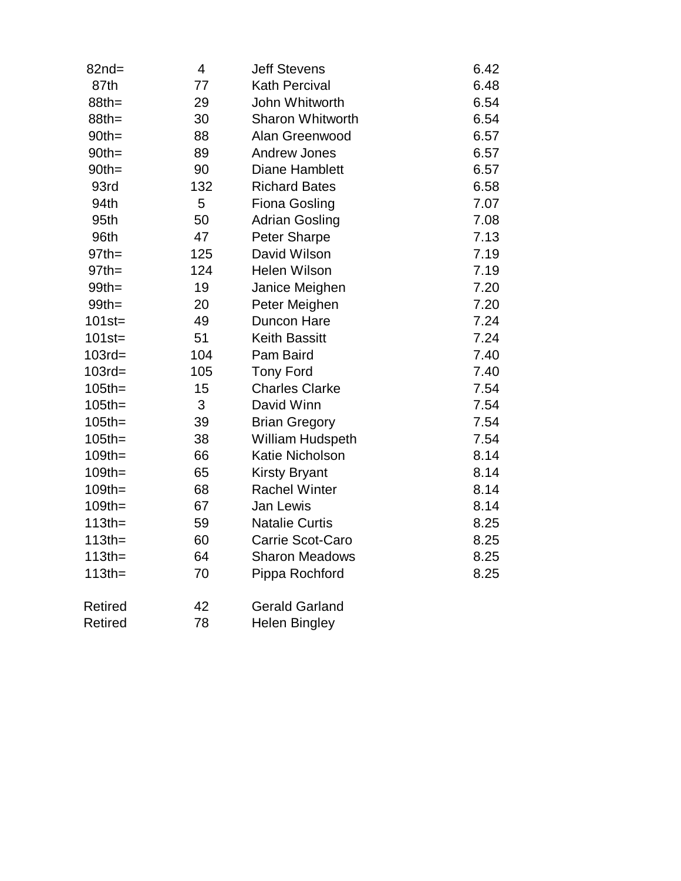| | | | |
|---|---|---|---|
| 82nd= | 4 | Jeff Stevens | 6.42 |
| 87th | 77 | Kath Percival | 6.48 |
| 88th= | 29 | John Whitworth | 6.54 |
| 88th= | 30 | Sharon Whitworth | 6.54 |
| 90th= | 88 | Alan Greenwood | 6.57 |
| 90th= | 89 | Andrew Jones | 6.57 |
| 90th= | 90 | Diane Hamblett | 6.57 |
| 93rd | 132 | Richard Bates | 6.58 |
| 94th | 5 | Fiona Gosling | 7.07 |
| 95th | 50 | Adrian Gosling | 7.08 |
| 96th | 47 | Peter Sharpe | 7.13 |
| 97th= | 125 | David Wilson | 7.19 |
| 97th= | 124 | Helen Wilson | 7.19 |
| 99th= | 19 | Janice Meighen | 7.20 |
| 99th= | 20 | Peter Meighen | 7.20 |
| 101st= | 49 | Duncon Hare | 7.24 |
| 101st= | 51 | Keith Bassitt | 7.24 |
| 103rd= | 104 | Pam Baird | 7.40 |
| 103rd= | 105 | Tony Ford | 7.40 |
| 105th= | 15 | Charles Clarke | 7.54 |
| 105th= | 3 | David Winn | 7.54 |
| 105th= | 39 | Brian Gregory | 7.54 |
| 105th= | 38 | William Hudspeth | 7.54 |
| 109th= | 66 | Katie Nicholson | 8.14 |
| 109th= | 65 | Kirsty Bryant | 8.14 |
| 109th= | 68 | Rachel Winter | 8.14 |
| 109th= | 67 | Jan Lewis | 8.14 |
| 113th= | 59 | Natalie Curtis | 8.25 |
| 113th= | 60 | Carrie Scot-Caro | 8.25 |
| 113th= | 64 | Sharon Meadows | 8.25 |
| 113th= | 70 | Pippa Rochford | 8.25 |
| Retired | 42 | Gerald Garland | |
| Retired | 78 | Helen Bingley | |